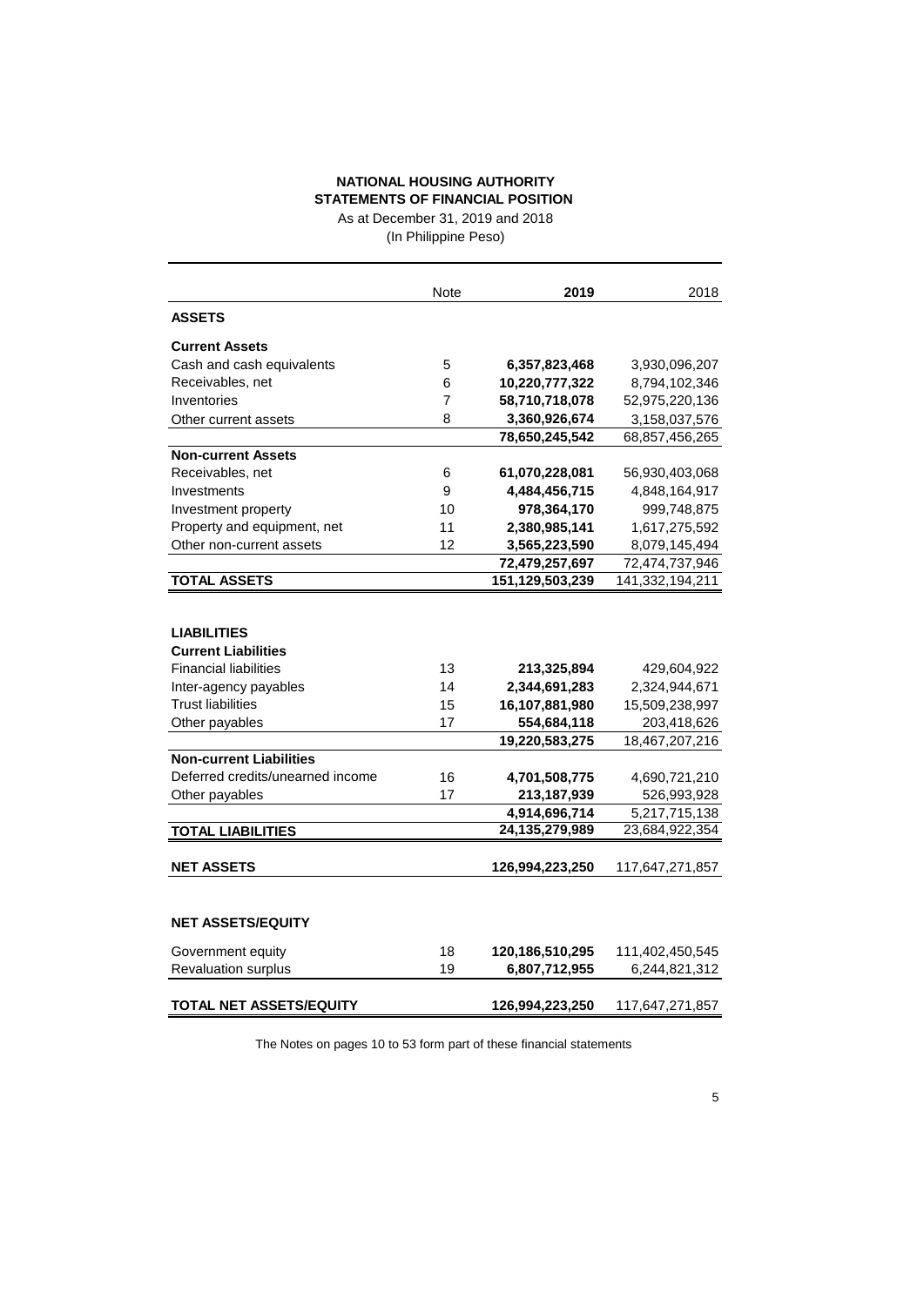# NATIONAL HOUSING AUTHORITY

## STATEMENTS OF FINANCIAL POSITION

As at December 31, 2019 and 2018

(In Philippine Peso)

| | Note | **2019** | 2018 |
|---|---|---|---|
| **ASSETS** | | | |
| **Current Assets** | | | |
| Cash and cash equivalents | 5 | **6,357,823,468** | 3,930,096,207 |
| Receivables, net | 6 | **10,220,777,322** | 8,794,102,346 |
| Inventories | 7 | **58,710,718,078** | 52,975,220,136 |
| Other current assets | 8 | **3,360,926,674** | 3,158,037,576 |
| | | **78,650,245,542** | 68,857,456,265 |
| **Non-current Assets** | | | |
| Receivables, net | 6 | **61,070,228,081** | 56,930,403,068 |
| Investments | 9 | **4,484,456,715** | 4,848,164,917 |
| Investment property | 10 | **978,364,170** | 999,748,875 |
| Property and equipment, net | 11 | **2,380,985,141** | 1,617,275,592 |
| Other non-current assets | 12 | **3,565,223,590** | 8,079,145,494 |
| | | **72,479,257,697** | 72,474,737,946 |
| **TOTAL ASSETS** | | **151,129,503,239** | 141,332,194,211 |
| | | | |
| **LIABILITIES** | | | |
| **Current Liabilities** | | | |
| Financial liabilities | 13 | **213,325,894** | 429,604,922 |
| Inter-agency payables | 14 | **2,344,691,283** | 2,324,944,671 |
| Trust liabilities | 15 | **16,107,881,980** | 15,509,238,997 |
| Other payables | 17 | **554,684,118** | 203,418,626 |
| | | **19,220,583,275** | 18,467,207,216 |
| **Non-current Liabilities** | | | |
| Deferred credits/unearned income | 16 | **4,701,508,775** | 4,690,721,210 |
| Other payables | 17 | **213,187,939** | 526,993,928 |
| | | **4,914,696,714** | 5,217,715,138 |
| **TOTAL LIABILITIES** | | **24,135,279,989** | 23,684,922,354 |
| | | | |
| **NET ASSETS** | | **126,994,223,250** | 117,647,271,857 |
| | | | |
| **NET ASSETS/EQUITY** | | | |
| Government equity | 18 | **120,186,510,295** | 111,402,450,545 |
| Revaluation surplus | 19 | **6,807,712,955** | 6,244,821,312 |
| | | | |
| **TOTAL NET ASSETS/EQUITY** | | **126,994,223,250** | 117,647,271,857 |

The Notes on pages 10 to 53 form part of these financial statements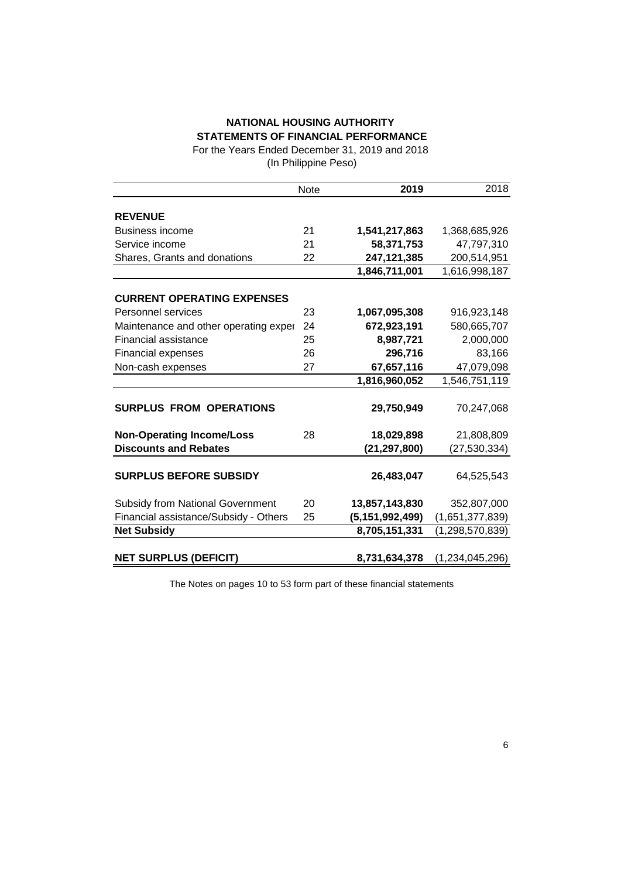# NATIONAL HOUSING AUTHORITY

## STATEMENTS OF FINANCIAL PERFORMANCE

For the Years Ended December 31, 2019 and 2018

(In Philippine Peso)

| | Note | 2019 | 2018 |
|---|---|---|---|
| **REVENUE** | | | |
| Business income | 21 | **1,541,217,863** | 1,368,685,926 |
| Service income | 21 | **58,371,753** | 47,797,310 |
| Shares, Grants and donations | 22 | **247,121,385** | 200,514,951 |
| | | **1,846,711,001** | 1,616,998,187 |
| **CURRENT OPERATING EXPENSES** | | | |
| Personnel services | 23 | **1,067,095,308** | 916,923,148 |
| Maintenance and other operating exper | 24 | **672,923,191** | 580,665,707 |
| Financial assistance | 25 | **8,987,721** | 2,000,000 |
| Financial expenses | 26 | **296,716** | 83,166 |
| Non-cash expenses | 27 | **67,657,116** | 47,079,098 |
| | | **1,816,960,052** | 1,546,751,119 |
| **SURPLUS FROM OPERATIONS** | | **29,750,949** | 70,247,068 |
| **Non-Operating Income/Loss** | 28 | **18,029,898** | 21,808,809 |
| **Discounts and Rebates** | | **(21,297,800)** | (27,530,334) |
| **SURPLUS BEFORE SUBSIDY** | | **26,483,047** | 64,525,543 |
| Subsidy from National Government | 20 | **13,857,143,830** | 352,807,000 |
| Financial assistance/Subsidy - Others | 25 | **(5,151,992,499)** | (1,651,377,839) |
| **Net Subsidy** | | **8,705,151,331** | (1,298,570,839) |
| **NET SURPLUS (DEFICIT)** | | **8,731,634,378** | (1,234,045,296) |

The Notes on pages 10 to 53 form part of these financial statements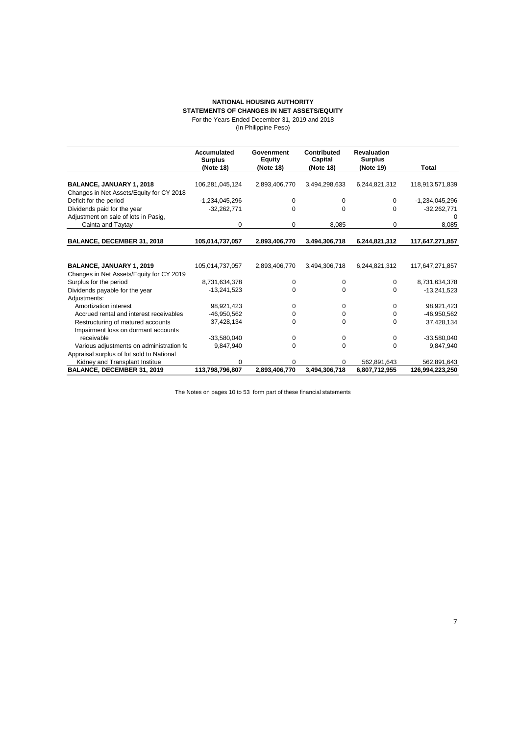**NATIONAL HOUSING AUTHORITY**
**STATEMENTS OF CHANGES IN NET ASSETS/EQUITY**
For the Years Ended December 31, 2019 and 2018
(In Philippine Peso)

| | Accumulated Surplus (Note 18) | Govenrment Equity (Note 18) | Contributed Capital (Note 18) | Revaluation Surplus (Note 19) | Total |
|---|---|---|---|---|---|
| **BALANCE, JANUARY 1, 2018** | 106,281,045,124 | 2,893,406,770 | 3,494,298,633 | 6,244,821,312 | 118,913,571,839 |
| Changes in Net Assets/Equity for CY 2018 | | | | | |
| Deficit for the period | -1,234,045,296 | 0 | 0 | 0 | -1,234,045,296 |
| Dividends paid for the year | -32,262,771 | 0 | 0 | 0 | -32,262,771 |
| Adjustment on sale of lots in Pasig, | | | | | 0 |
| Cainta and Taytay | 0 | 0 | 8,085 | 0 | 8,085 |
| **BALANCE, DECEMBER 31, 2018** | **105,014,737,057** | **2,893,406,770** | **3,494,306,718** | **6,244,821,312** | **117,647,271,857** |
| | | | | | |
| **BALANCE, JANUARY 1, 2019** | 105,014,737,057 | 2,893,406,770 | 3,494,306,718 | 6,244,821,312 | 117,647,271,857 |
| Changes in Net Assets/Equity for CY 2019 | | | | | |
| Surplus for the period | 8,731,634,378 | 0 | 0 | 0 | 8,731,634,378 |
| Dividends payable for the year | -13,241,523 | 0 | 0 | 0 | -13,241,523 |
| Adjustments: | | | | | |
| Amortization interest | 98,921,423 | 0 | 0 | 0 | 98,921,423 |
| Accrued rental and interest receivables | -46,950,562 | 0 | 0 | 0 | -46,950,562 |
| Restructuring of matured accounts | 37,428,134 | 0 | 0 | 0 | 37,428,134 |
| Impairment loss on dormant accounts receivable | -33,580,040 | 0 | 0 | 0 | -33,580,040 |
| Various adjustments on administration fe | 9,847,940 | 0 | 0 | 0 | 9,847,940 |
| Appraisal surplus of lot sold to National | | | | | |
| Kidney and Transplant Institue | 0 | 0 | 0 | 562,891,643 | 562,891,643 |
| **BALANCE, DECEMBER 31, 2019** | **113,798,796,807** | **2,893,406,770** | **3,494,306,718** | **6,807,712,955** | **126,994,223,250** |

The Notes on pages 10 to 53 form part of these financial statements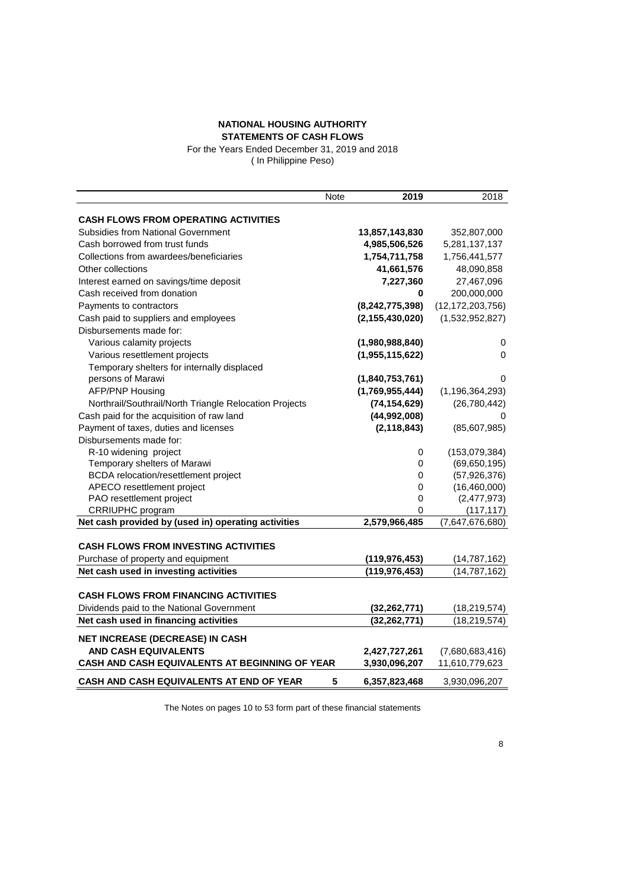**NATIONAL HOUSING AUTHORITY**
**STATEMENTS OF CASH FLOWS**
For the Years Ended December 31, 2019 and 2018
( In Philippine Peso)

| | Note | 2019 | 2018 |
|---|---|---|---|
| **CASH FLOWS FROM OPERATING ACTIVITIES** | | | |
| Subsidies from National Government | | **13,857,143,830** | 352,807,000 |
| Cash borrowed from trust funds | | **4,985,506,526** | 5,281,137,137 |
| Collections from awardees/beneficiaries | | **1,754,711,758** | 1,756,441,577 |
| Other collections | | **41,661,576** | 48,090,858 |
| Interest earned on savings/time deposit | | **7,227,360** | 27,467,096 |
| Cash received from donation | | **0** | 200,000,000 |
| Payments to contractors | | **(8,242,775,398)** | (12,172,203,756) |
| Cash paid to suppliers and employees | | **(2,155,430,020)** | (1,532,952,827) |
| Disbursements made for: | | | |
| Various calamity projects | | **(1,980,988,840)** | 0 |
| Various resettlement projects | | **(1,955,115,622)** | 0 |
| Temporary shelters for internally displaced persons of Marawi | | **(1,840,753,761)** | 0 |
| AFP/PNP Housing | | **(1,769,955,444)** | (1,196,364,293) |
| Northrail/Southrail/North Triangle Relocation Projects | | **(74,154,629)** | (26,780,442) |
| Cash paid for the acquisition of raw land | | **(44,992,008)** | 0 |
| Payment of taxes, duties and licenses | | **(2,118,843)** | (85,607,985) |
| Disbursements made for: | | | |
| R-10 widening project | | 0 | (153,079,384) |
| Temporary shelters of Marawi | | 0 | (69,650,195) |
| BCDA relocation/resettlement project | | 0 | (57,926,376) |
| APECO resettlement project | | 0 | (16,460,000) |
| PAO resettlement project | | 0 | (2,477,973) |
| CRRIUPHC program | | 0 | (117,117) |
| **Net cash provided by (used in) operating activities** | | **2,579,966,485** | (7,647,676,680) |
| **CASH FLOWS FROM INVESTING ACTIVITIES** | | | |
| Purchase of property and equipment | | **(119,976,453)** | (14,787,162) |
| **Net cash used in investing activities** | | **(119,976,453)** | (14,787,162) |
| **CASH FLOWS FROM FINANCING ACTIVITIES** | | | |
| Dividends paid to the National Government | | **(32,262,771)** | (18,219,574) |
| **Net cash used in financing activities** | | **(32,262,771)** | (18,219,574) |
| **NET INCREASE (DECREASE) IN CASH AND CASH EQUIVALENTS** | | **2,427,727,261** | (7,680,683,416) |
| **CASH AND CASH EQUIVALENTS AT BEGINNING OF YEAR** | | **3,930,096,207** | 11,610,779,623 |
| **CASH AND CASH EQUIVALENTS AT END OF YEAR** | 5 | **6,357,823,468** | 3,930,096,207 |

The Notes on pages 10 to 53 form part of these financial statements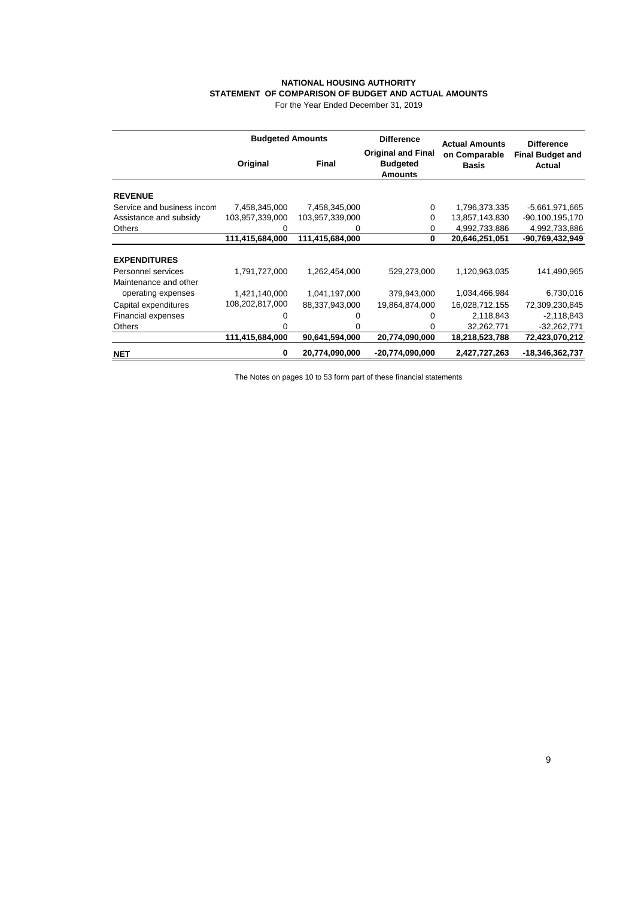**NATIONAL HOUSING AUTHORITY**
**STATEMENT OF COMPARISON OF BUDGET AND ACTUAL AMOUNTS**
For the Year Ended December 31, 2019

| | Budgeted Amounts | | Difference | Actual Amounts | Difference |
|---|---|---|---|---|---|
| | Original | Final | Original and Final Budgeted Amounts | on Comparable Basis | Final Budget and Actual |
| **REVENUE** | | | | | |
| Service and business incom | 7,458,345,000 | 7,458,345,000 | 0 | 1,796,373,335 | -5,661,971,665 |
| Assistance and subsidy | 103,957,339,000 | 103,957,339,000 | 0 | 13,857,143,830 | -90,100,195,170 |
| Others | 0 | 0 | 0 | 4,992,733,886 | 4,992,733,886 |
| | **111,415,684,000** | **111,415,684,000** | **0** | **20,646,251,051** | **-90,769,432,949** |
| **EXPENDITURES** | | | | | |
| Personnel services | 1,791,727,000 | 1,262,454,000 | 529,273,000 | 1,120,963,035 | 141,490,965 |
| Maintenance and other operating expenses | 1,421,140,000 | 1,041,197,000 | 379,943,000 | 1,034,466,984 | 6,730,016 |
| Capital expenditures | 108,202,817,000 | 88,337,943,000 | 19,864,874,000 | 16,028,712,155 | 72,309,230,845 |
| Financial expenses | 0 | 0 | 0 | 2,118,843 | -2,118,843 |
| Others | 0 | 0 | 0 | 32,262,771 | -32,262,771 |
| | **111,415,684,000** | **90,641,594,000** | **20,774,090,000** | **18,218,523,788** | **72,423,070,212** |
| **NET** | **0** | **20,774,090,000** | **-20,774,090,000** | **2,427,727,263** | **-18,346,362,737** |

The Notes on pages 10 to 53 form part of these financial statements